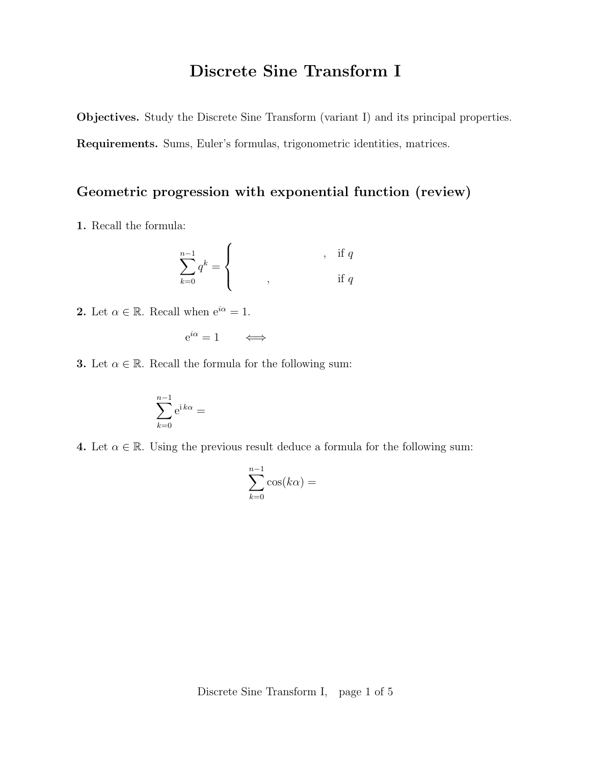# Discrete Sine Transform I

**Objectives.** Study the Discrete Sine Transform (variant I) and its principal properties.

**Requirements.** Sums, Euler's formulas, trigonometric identities, matrices.

## Geometric progression with exponential function (review)

**1.** Recall the formula:

$$\sum_{k=0}^{n-1} q^k = \begin{cases} \qquad\qquad\qquad , & \text{if } q \\ \qquad , & \text{if } q \end{cases}$$

**2.** Let $\alpha \in \mathbb{R}$. Recall when $e^{i\alpha} = 1$.

$$e^{i\alpha} = 1 \qquad \Longleftrightarrow$$

**3.** Let $\alpha \in \mathbb{R}$. Recall the formula for the following sum:

$$\sum_{k=0}^{n-1} e^{i\,k\alpha} =$$

**4.** Let $\alpha \in \mathbb{R}$. Using the previous result deduce a formula for the following sum:

$$\sum_{k=0}^{n-1} \cos(k\alpha) =$$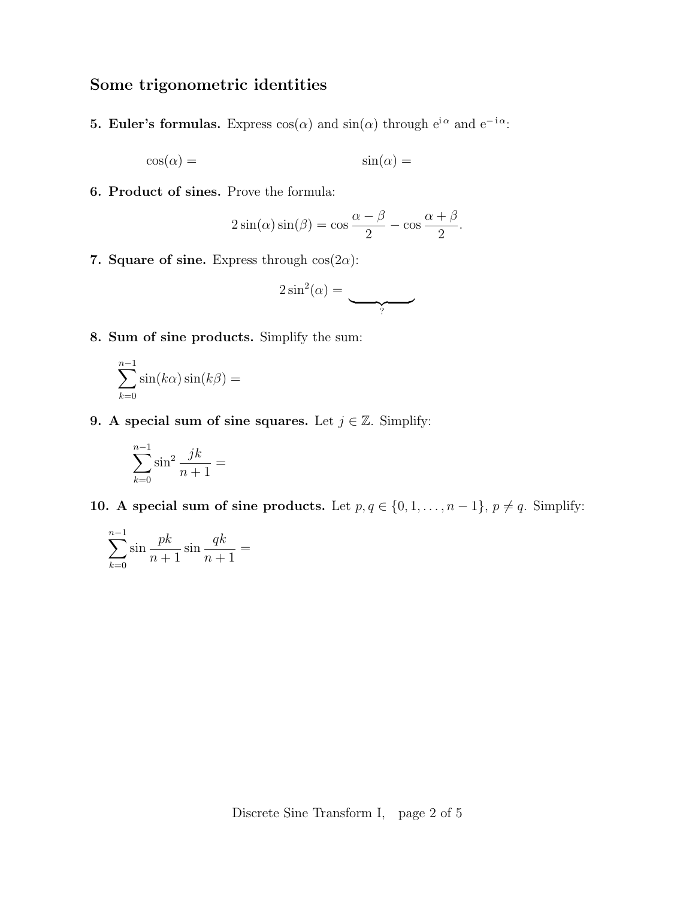## Some trigonometric identities

**5. Euler's formulas.** Express $\cos(\alpha)$ and $\sin(\alpha)$ through $\mathrm{e}^{\mathrm{i}\,\alpha}$ and $\mathrm{e}^{-\mathrm{i}\,\alpha}$:

$\cos(\alpha) =$ $\sin(\alpha) =$

**6. Product of sines.** Prove the formula:

$$2\sin(\alpha)\sin(\beta) = \cos\frac{\alpha-\beta}{2} - \cos\frac{\alpha+\beta}{2}.$$

**7. Square of sine.** Express through $\cos(2\alpha)$:

$$2\sin^2(\alpha) = \underbrace{\qquad\qquad}_{?}$$

**8. Sum of sine products.** Simplify the sum:

$$\sum_{k=0}^{n-1} \sin(k\alpha)\sin(k\beta) =$$

**9. A special sum of sine squares.** Let $j \in \mathbb{Z}$. Simplify:

$$\sum_{k=0}^{n-1} \sin^2\frac{jk}{n+1} =$$

**10. A special sum of sine products.** Let $p, q \in \{0, 1, \ldots, n-1\}$, $p \neq q$. Simplify:

$$\sum_{k=0}^{n-1} \sin\frac{pk}{n+1}\sin\frac{qk}{n+1} =$$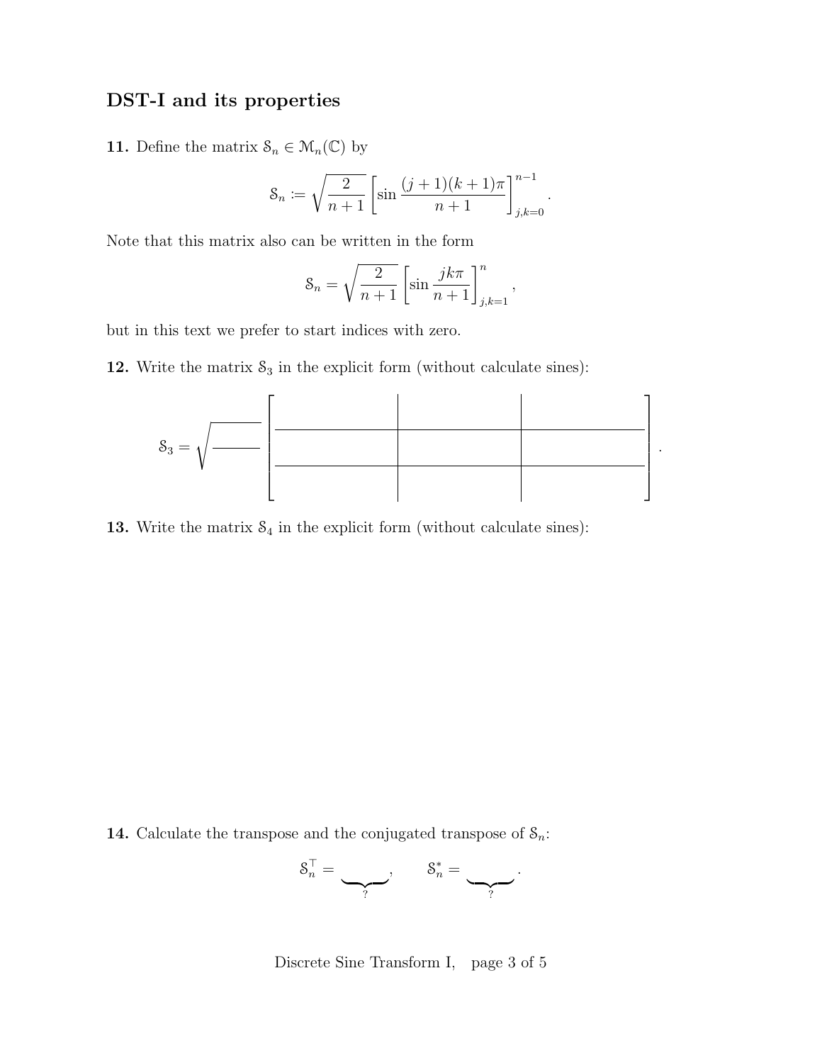## DST-I and its properties

**11.** Define the matrix $\mathcal{S}_n \in \mathcal{M}_n(\mathbb{C})$ by

$$\mathcal{S}_n \coloneqq \sqrt{\frac{2}{n+1}} \left[ \sin \frac{(j+1)(k+1)\pi}{n+1} \right]_{j,k=0}^{n-1}.$$

Note that this matrix also can be written in the form

$$\mathcal{S}_n = \sqrt{\frac{2}{n+1}} \left[ \sin \frac{jk\pi}{n+1} \right]_{j,k=1}^{n},$$

but in this text we prefer to start indices with zero.

**12.** Write the matrix $\mathcal{S}_3$ in the explicit form (without calculate sines):

$$\mathcal{S}_3 = \sqrt{\frac{\quad}{\quad}} \begin{bmatrix} \quad & \quad & \quad \\ \quad & \quad & \quad \\ \quad & \quad & \quad \end{bmatrix}.$$

**13.** Write the matrix $\mathcal{S}_4$ in the explicit form (without calculate sines):

**14.** Calculate the transpose and the conjugated transpose of $\mathcal{S}_n$:

$$\mathcal{S}_n^\top = \underbrace{\qquad}_{?}, \qquad \mathcal{S}_n^* = \underbrace{\qquad}_{?}.$$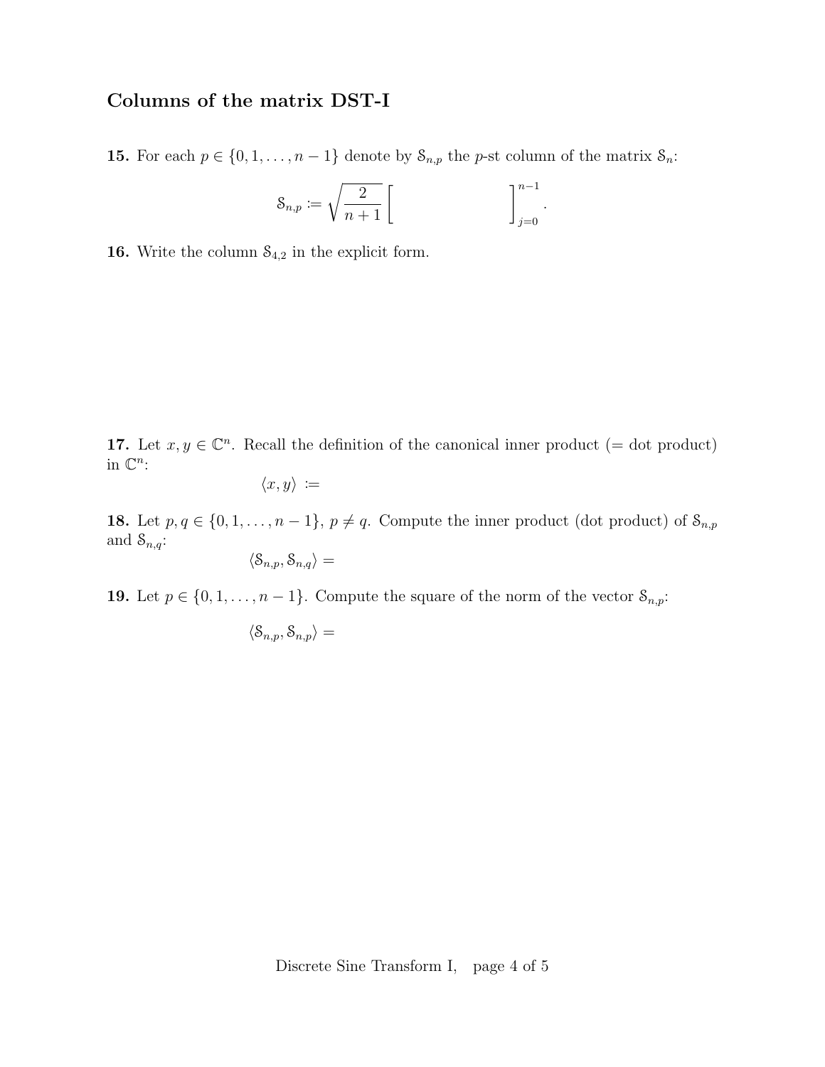## Columns of the matrix DST-I

**15.** For each $p \in \{0, 1, \ldots, n-1\}$ denote by $\mathcal{S}_{n,p}$ the $p$-st column of the matrix $\mathcal{S}_n$:

$$\mathcal{S}_{n,p} := \sqrt{\frac{2}{n+1}} \Big[ \qquad\qquad\qquad \Big]_{j=0}^{n-1}.$$

**16.** Write the column $\mathcal{S}_{4,2}$ in the explicit form.

**17.** Let $x, y \in \mathbb{C}^n$. Recall the definition of the canonical inner product (= dot product) in $\mathbb{C}^n$:

$$\langle x, y \rangle :=$$

**18.** Let $p, q \in \{0, 1, \ldots, n-1\}$, $p \neq q$. Compute the inner product (dot product) of $\mathcal{S}_{n,p}$ and $\mathcal{S}_{n,q}$:

$$\langle \mathcal{S}_{n,p}, \mathcal{S}_{n,q} \rangle =$$

**19.** Let $p \in \{0, 1, \ldots, n-1\}$. Compute the square of the norm of the vector $\mathcal{S}_{n,p}$:

$$\langle \mathcal{S}_{n,p}, \mathcal{S}_{n,p} \rangle =$$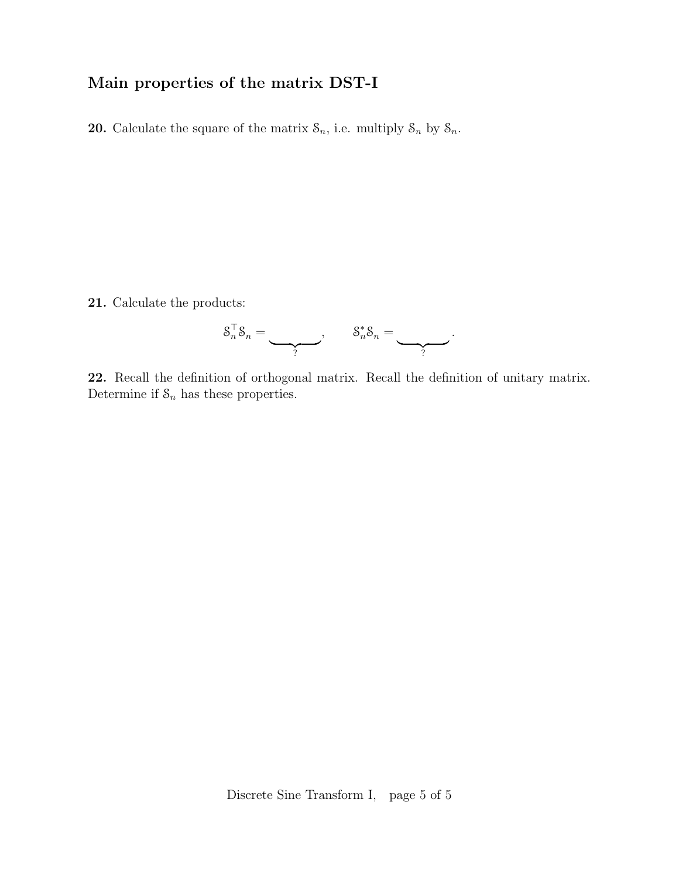## Main properties of the matrix DST-I

**20.** Calculate the square of the matrix $\mathcal{S}_n$, i.e. multiply $\mathcal{S}_n$ by $\mathcal{S}_n$.

**21.** Calculate the products:

$$\mathcal{S}_n^\top \mathcal{S}_n = \underbrace{\qquad\qquad}_{?}, \qquad \mathcal{S}_n^* \mathcal{S}_n = \underbrace{\qquad\qquad}_{?}.$$

**22.** Recall the definition of orthogonal matrix. Recall the definition of unitary matrix. Determine if $\mathcal{S}_n$ has these properties.